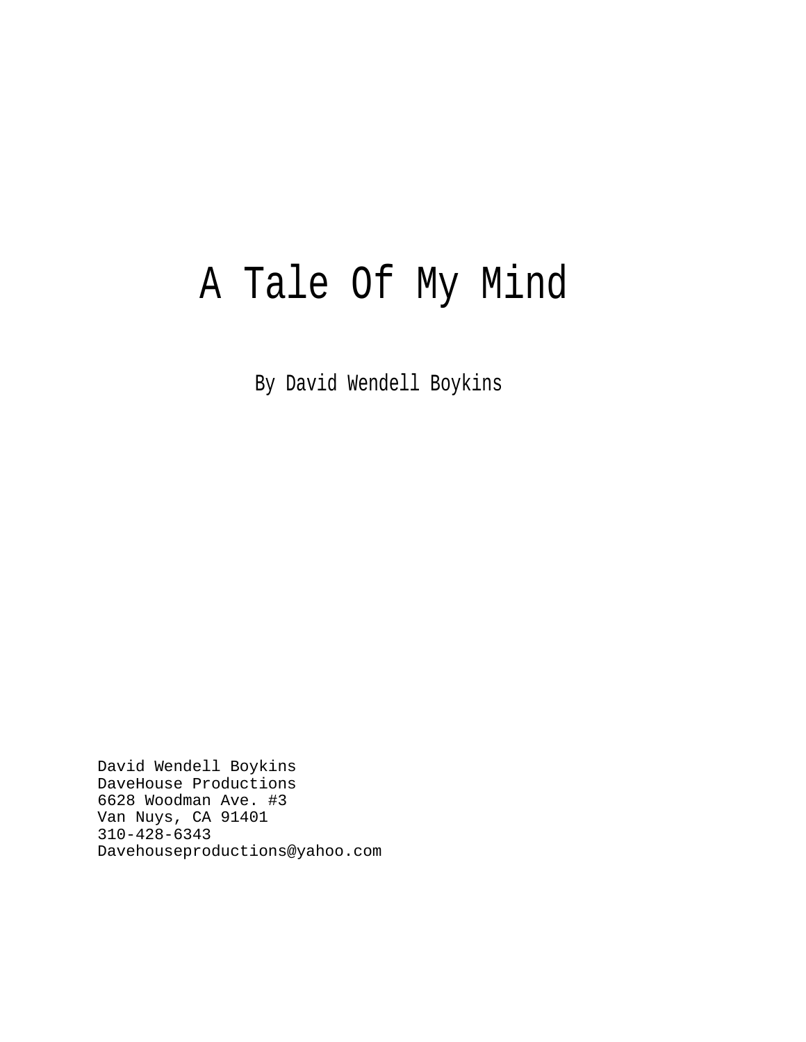# A Tale Of My Mind

By David Wendell Boykins

David Wendell Boykins
DaveHouse Productions
6628 Woodman Ave. #3
Van Nuys, CA 91401
310-428-6343
Davehouseproductions@yahoo.com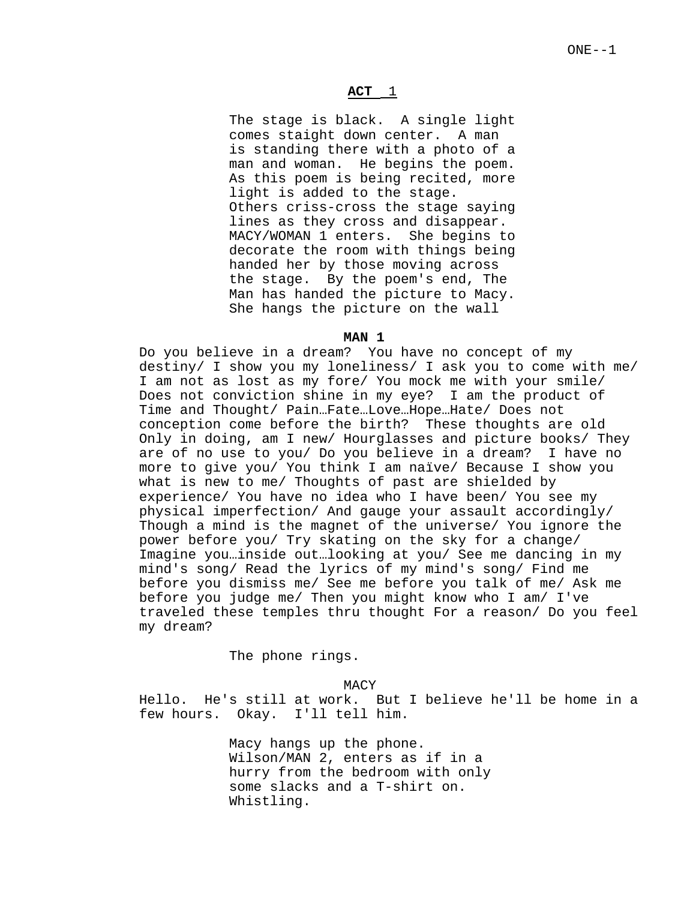## **ACT 1**

The stage is black. A single light comes staight down center. A man is standing there with a photo of a man and woman. He begins the poem. As this poem is being recited, more light is added to the stage. Others criss-cross the stage saying lines as they cross and disappear. MACY/WOMAN 1 enters. She begins to decorate the room with things being handed her by those moving across the stage. By the poem's end, The Man has handed the picture to Macy. She hangs the picture on the wall

**MAN 1**

Do you believe in a dream? You have no concept of my destiny/ I show you my loneliness/ I ask you to come with me/ I am not as lost as my fore/ You mock me with your smile/ Does not conviction shine in my eye? I am the product of Time and Thought/ Pain…Fate…Love…Hope…Hate/ Does not conception come before the birth? These thoughts are old Only in doing, am I new/ Hourglasses and picture books/ They are of no use to you/ Do you believe in a dream? I have no more to give you/ You think I am naïve/ Because I show you what is new to me/ Thoughts of past are shielded by experience/ You have no idea who I have been/ You see my physical imperfection/ And gauge your assault accordingly/ Though a mind is the magnet of the universe/ You ignore the power before you/ Try skating on the sky for a change/ Imagine you…inside out…looking at you/ See me dancing in my mind's song/ Read the lyrics of my mind's song/ Find me before you dismiss me/ See me before you talk of me/ Ask me before you judge me/ Then you might know who I am/ I've traveled these temples thru thought For a reason/ Do you feel my dream?

The phone rings.

MACY

Hello. He's still at work. But I believe he'll be home in a few hours. Okay. I'll tell him.

Macy hangs up the phone. Wilson/MAN 2, enters as if in a hurry from the bedroom with only some slacks and a T-shirt on. Whistling.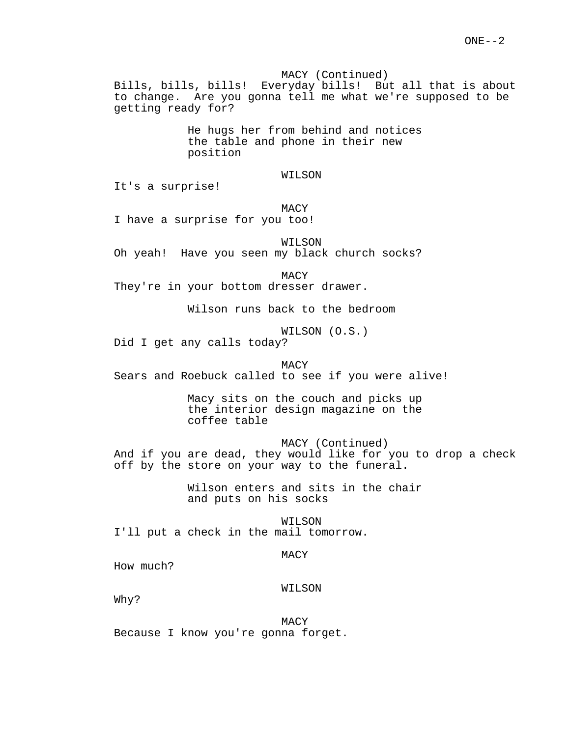MACY (Continued)
Bills, bills, bills!  Everyday bills!  But all that is about to change.  Are you gonna tell me what we're supposed to be getting ready for?

He hugs her from behind and notices the table and phone in their new position

WILSON
It's a surprise!

MACY
I have a surprise for you too!

WILSON
Oh yeah!  Have you seen my black church socks?

MACY
They're in your bottom dresser drawer.

Wilson runs back to the bedroom

WILSON (O.S.)
Did I get any calls today?

MACY
Sears and Roebuck called to see if you were alive!

Macy sits on the couch and picks up the interior design magazine on the coffee table

MACY (Continued)
And if you are dead, they would like for you to drop a check off by the store on your way to the funeral.

Wilson enters and sits in the chair and puts on his socks

WILSON
I'll put a check in the mail tomorrow.

MACY
How much?

WILSON
Why?

MACY
Because I know you're gonna forget.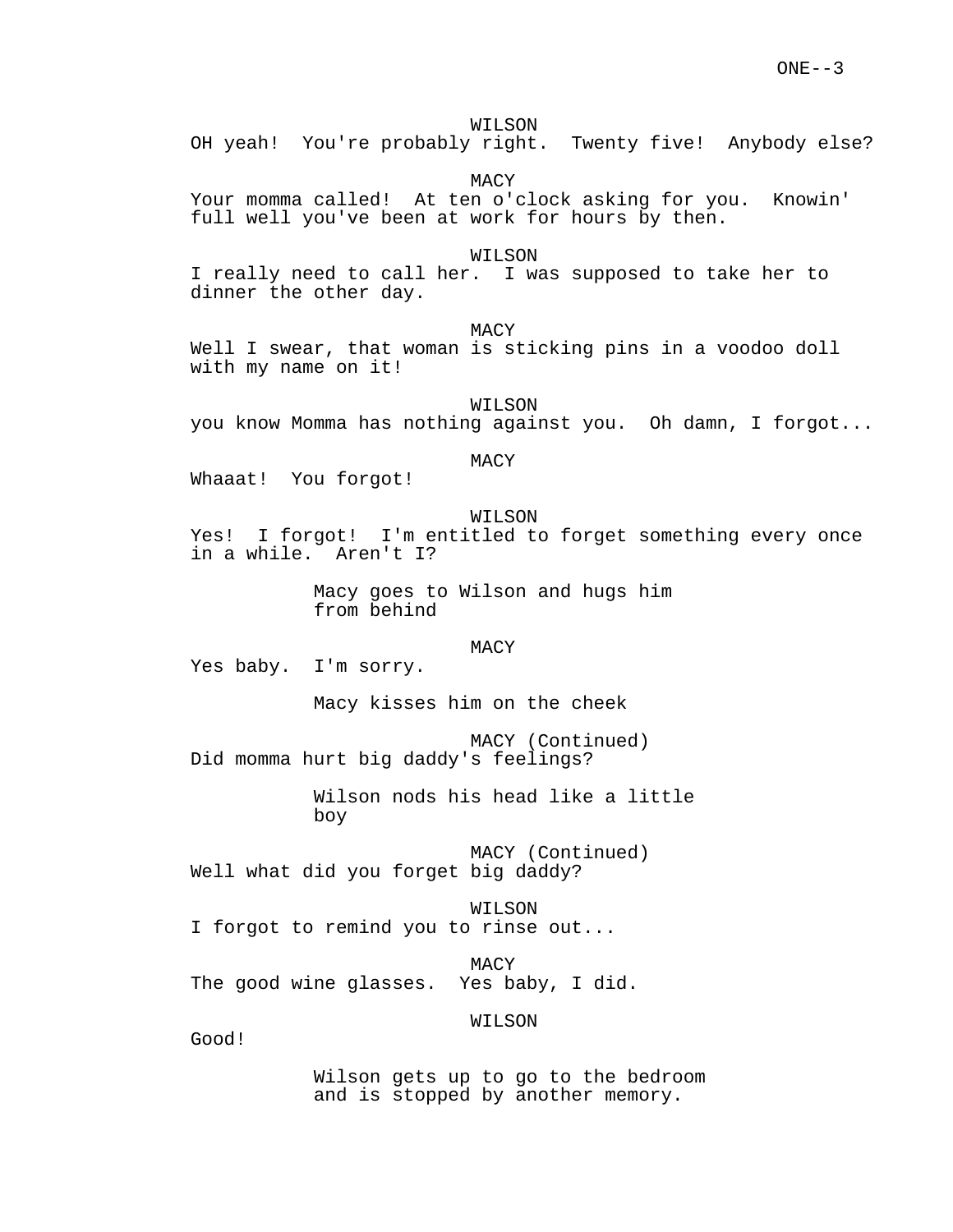WILSON

OH yeah!  You're probably right.  Twenty five!  Anybody else?

MACY

Your momma called!  At ten o'clock asking for you.  Knowin' full well you've been at work for hours by then.

WILSON

I really need to call her.  I was supposed to take her to dinner the other day.

MACY

Well I swear, that woman is sticking pins in a voodoo doll with my name on it!

WILSON

you know Momma has nothing against you.  Oh damn, I forgot...

MACY

Whaaat!  You forgot!

WILSON

Yes!  I forgot!  I'm entitled to forget something every once in a while.  Aren't I?

Macy goes to Wilson and hugs him from behind

MACY

Yes baby.  I'm sorry.

Macy kisses him on the cheek

MACY (Continued)

Did momma hurt big daddy's feelings?

Wilson nods his head like a little boy

MACY (Continued)

Well what did you forget big daddy?

WILSON

I forgot to remind you to rinse out...

MACY

The good wine glasses.  Yes baby, I did.

WILSON

Good!

Wilson gets up to go to the bedroom and is stopped by another memory.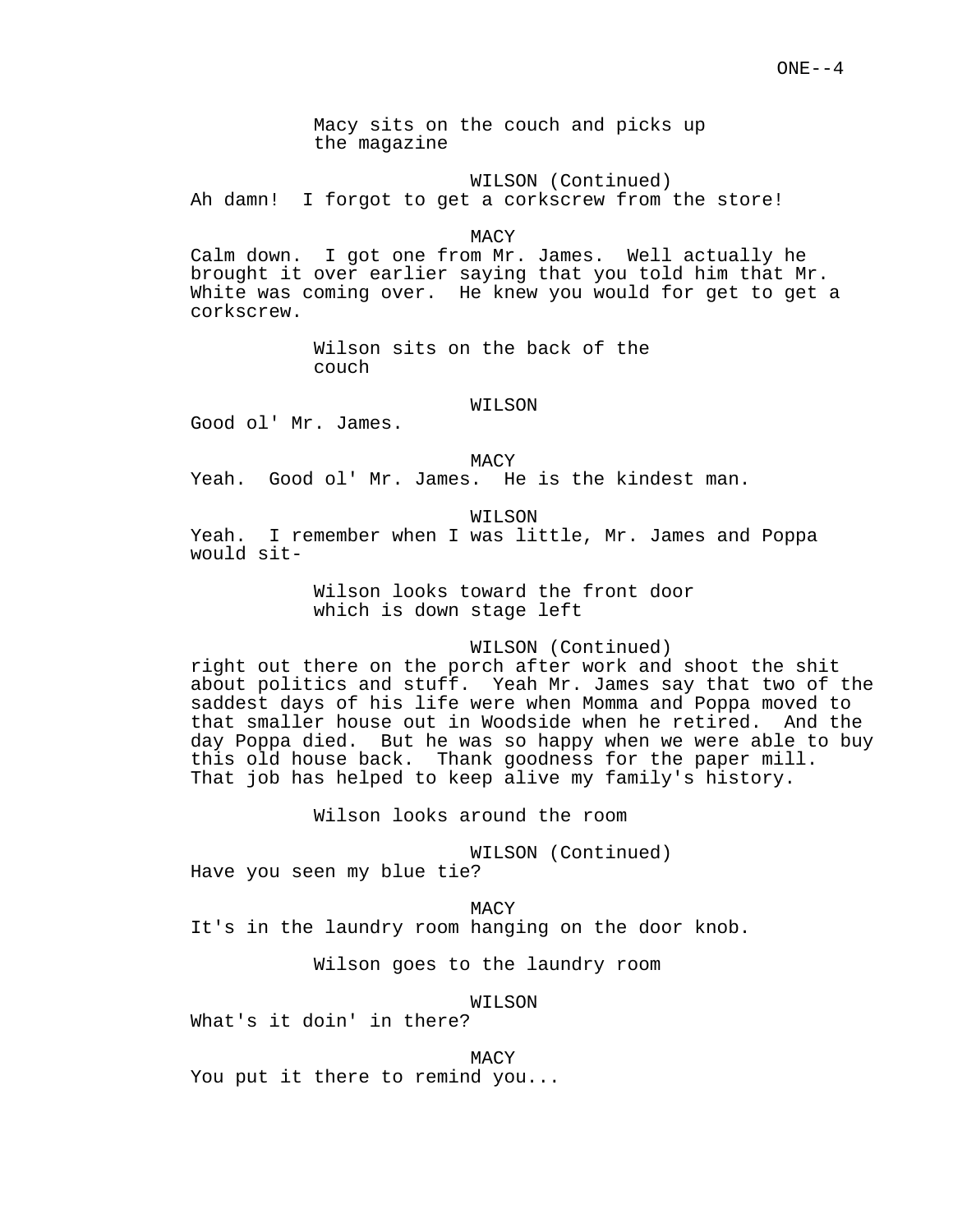Macy sits on the couch and picks up the magazine

WILSON (Continued)
Ah damn! I forgot to get a corkscrew from the store!

MACY
Calm down. I got one from Mr. James. Well actually he brought it over earlier saying that you told him that Mr. White was coming over. He knew you would for get to get a corkscrew.

Wilson sits on the back of the couch

WILSON
Good ol' Mr. James.

MACY
Yeah. Good ol' Mr. James. He is the kindest man.

WILSON
Yeah. I remember when I was little, Mr. James and Poppa would sit-

Wilson looks toward the front door which is down stage left

WILSON (Continued)
right out there on the porch after work and shoot the shit about politics and stuff. Yeah Mr. James say that two of the saddest days of his life were when Momma and Poppa moved to that smaller house out in Woodside when he retired. And the day Poppa died. But he was so happy when we were able to buy this old house back. Thank goodness for the paper mill. That job has helped to keep alive my family's history.

Wilson looks around the room

WILSON (Continued)
Have you seen my blue tie?

MACY
It's in the laundry room hanging on the door knob.

Wilson goes to the laundry room

WILSON
What's it doin' in there?

MACY
You put it there to remind you...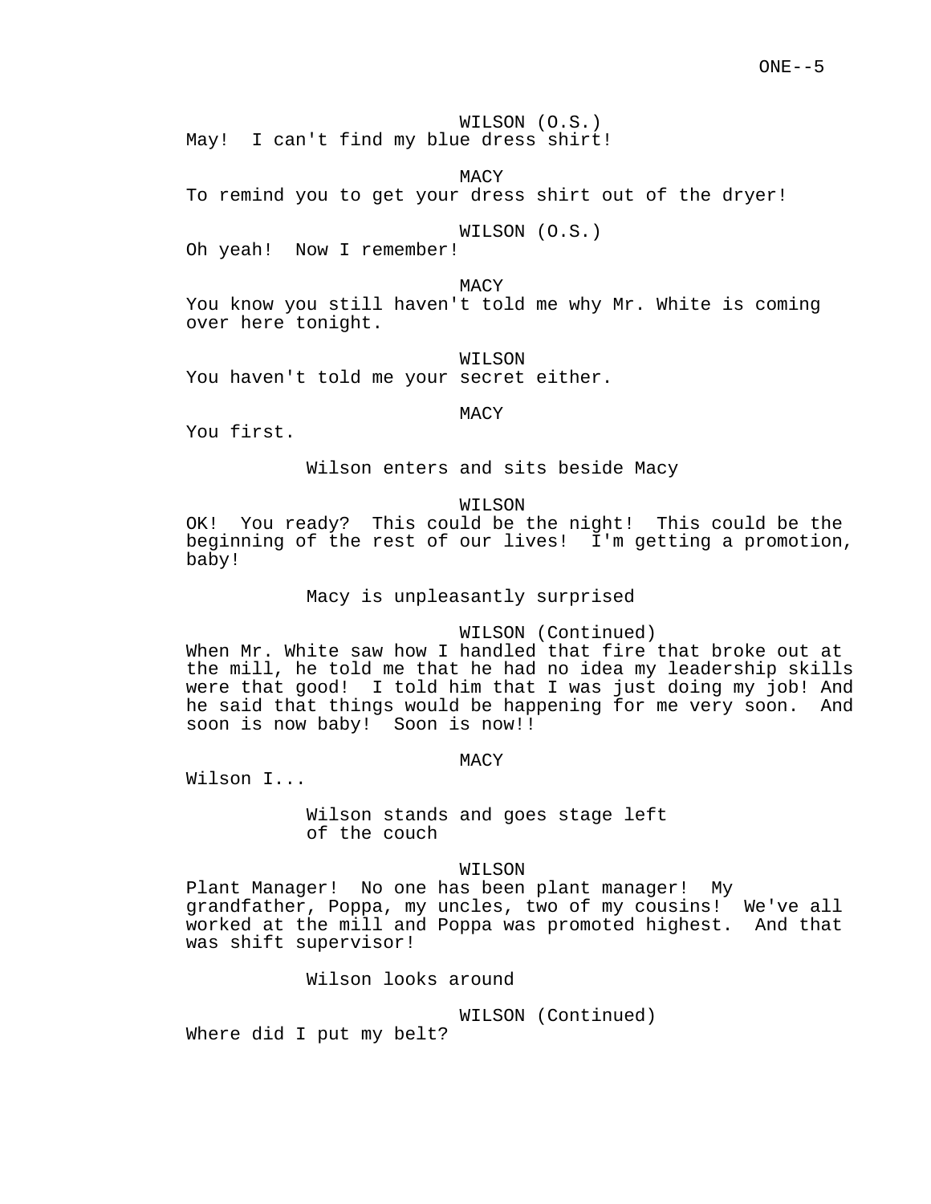WILSON (O.S.)
May!  I can't find my blue dress shirt!

MACY
To remind you to get your dress shirt out of the dryer!

WILSON (O.S.)
Oh yeah!  Now I remember!

MACY
You know you still haven't told me why Mr. White is coming over here tonight.

WILSON
You haven't told me your secret either.

MACY
You first.

*Wilson enters and sits beside Macy*

WILSON
OK!  You ready?  This could be the night!  This could be the beginning of the rest of our lives!  I'm getting a promotion, baby!

*Macy is unpleasantly surprised*

WILSON (Continued)
When Mr. White saw how I handled that fire that broke out at the mill, he told me that he had no idea my leadership skills were that good!  I told him that I was just doing my job! And he said that things would be happening for me very soon.  And soon is now baby!  Soon is now!!

MACY
Wilson I...

*Wilson stands and goes stage left of the couch*

WILSON
Plant Manager!  No one has been plant manager!  My grandfather, Poppa, my uncles, two of my cousins!  We've all worked at the mill and Poppa was promoted highest.  And that was shift supervisor!

*Wilson looks around*

WILSON (Continued)
Where did I put my belt?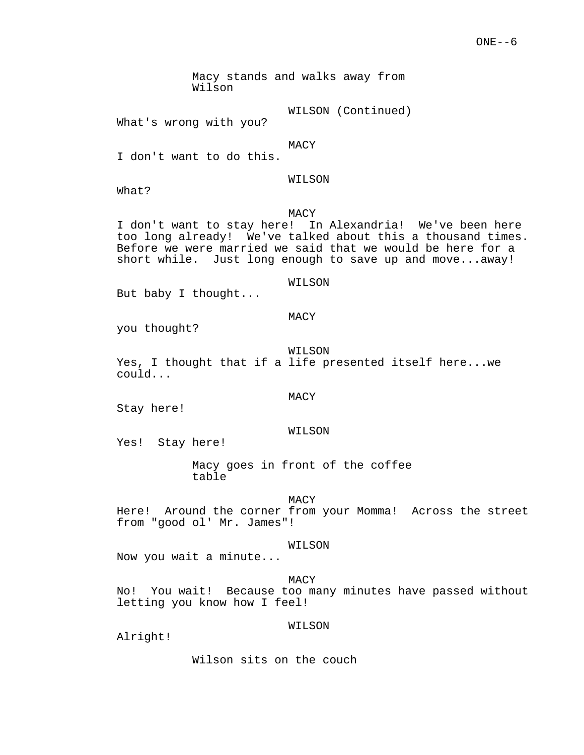Macy stands and walks away from Wilson

WILSON (Continued)

What's wrong with you?

MACY

I don't want to do this.

WILSON

What?

MACY

I don't want to stay here!  In Alexandria!  We've been here too long already!  We've talked about this a thousand times. Before we were married we said that we would be here for a short while.  Just long enough to save up and move...away!

WILSON

But baby I thought...

MACY

you thought?

WILSON

Yes, I thought that if a life presented itself here...we could...

MACY

Stay here!

WILSON

Yes!  Stay here!

Macy goes in front of the coffee table

MACY

Here!  Around the corner from your Momma!  Across the street from "good ol' Mr. James"!

WILSON

Now you wait a minute...

MACY

No!  You wait!  Because too many minutes have passed without letting you know how I feel!

WILSON

Alright!

Wilson sits on the couch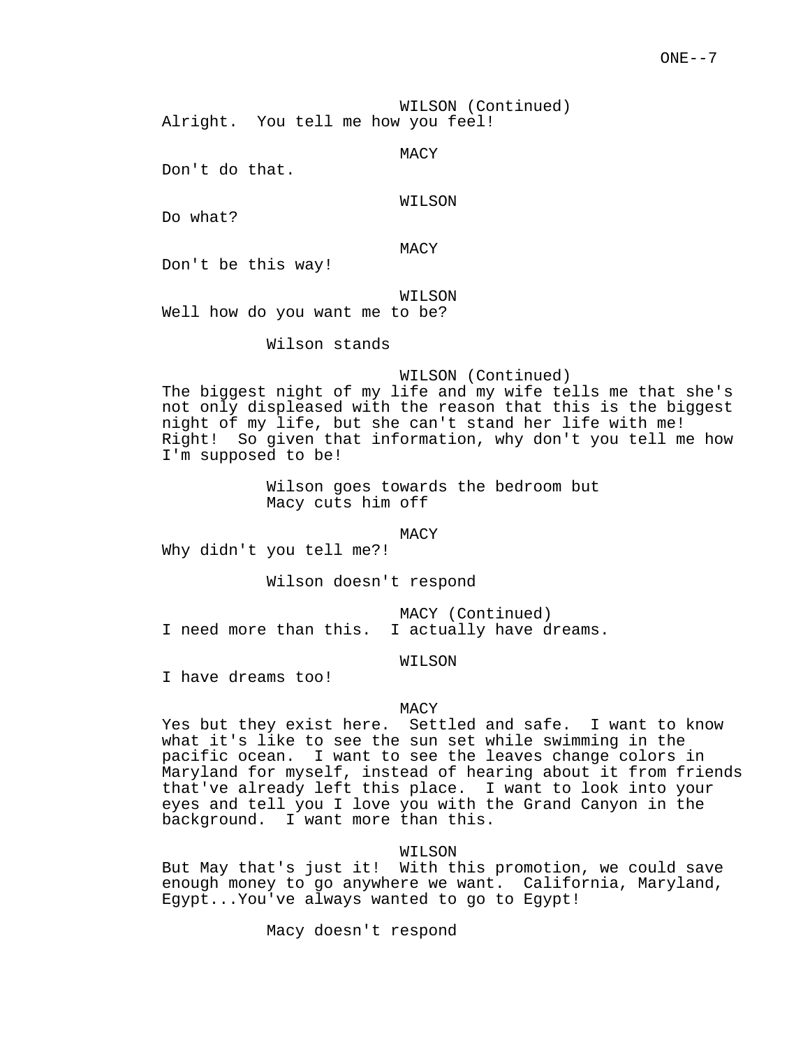WILSON (Continued)

Alright.  You tell me how you feel!

MACY

Don't do that.

WILSON

Do what?

MACY

Don't be this way!

WILSON

Well how do you want me to be?

Wilson stands

WILSON (Continued)

The biggest night of my life and my wife tells me that she's not only displeased with the reason that this is the biggest night of my life, but she can't stand her life with me!  Right!  So given that information, why don't you tell me how I'm supposed to be!

Wilson goes towards the bedroom but Macy cuts him off

MACY

Why didn't you tell me?!

Wilson doesn't respond

MACY (Continued)

I need more than this.  I actually have dreams.

WILSON

I have dreams too!

MACY

Yes but they exist here.  Settled and safe.  I want to know what it's like to see the sun set while swimming in the pacific ocean.  I want to see the leaves change colors in Maryland for myself, instead of hearing about it from friends that've already left this place.  I want to look into your eyes and tell you I love you with the Grand Canyon in the background.  I want more than this.

WILSON

But May that's just it!  With this promotion, we could save enough money to go anywhere we want.  California, Maryland, Egypt...You've always wanted to go to Egypt!

Macy doesn't respond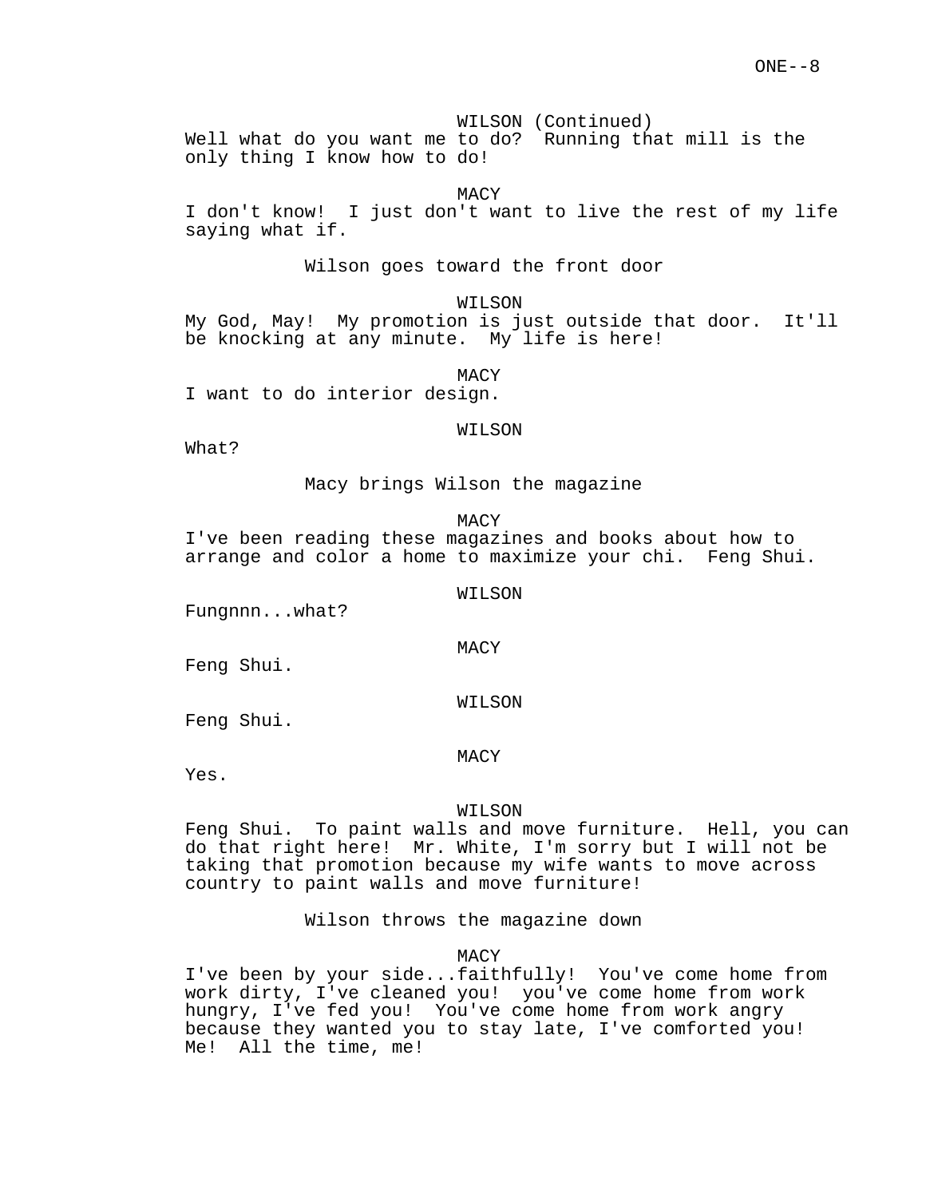WILSON (Continued)
Well what do you want me to do? Running that mill is the only thing I know how to do!

MACY
I don't know! I just don't want to live the rest of my life saying what if.

Wilson goes toward the front door

WILSON
My God, May! My promotion is just outside that door. It'll be knocking at any minute. My life is here!

MACY
I want to do interior design.

WILSON
What?

Macy brings Wilson the magazine

MACY
I've been reading these magazines and books about how to arrange and color a home to maximize your chi. Feng Shui.

WILSON
Fungnnn...what?

MACY
Feng Shui.

WILSON
Feng Shui.

MACY
Yes.

WILSON
Feng Shui. To paint walls and move furniture. Hell, you can do that right here! Mr. White, I'm sorry but I will not be taking that promotion because my wife wants to move across country to paint walls and move furniture!

Wilson throws the magazine down

MACY
I've been by your side...faithfully! You've come home from work dirty, I've cleaned you! you've come home from work hungry, I've fed you! You've come home from work angry because they wanted you to stay late, I've comforted you! Me! All the time, me!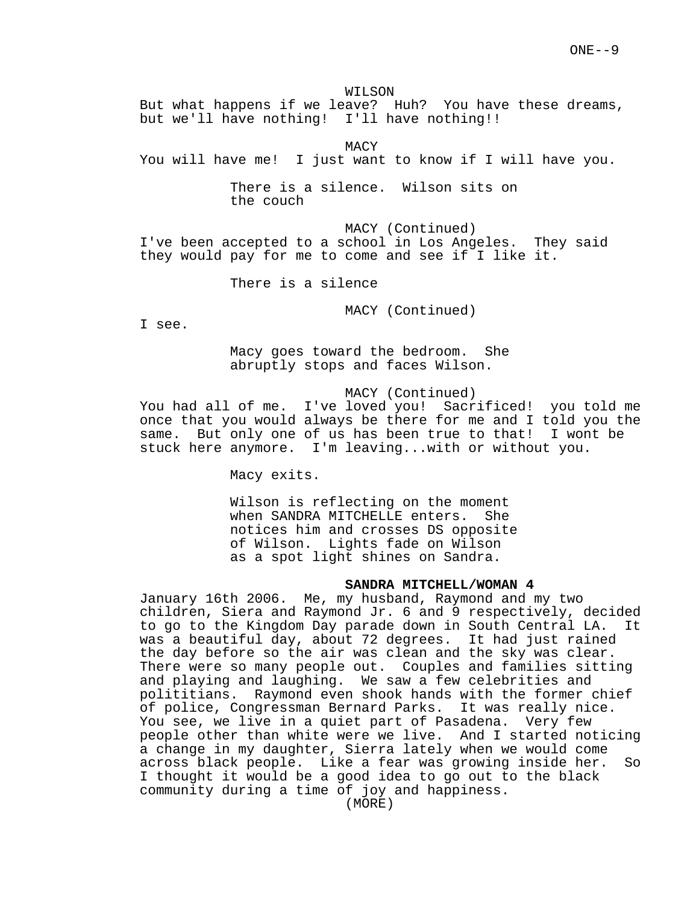WILSON

But what happens if we leave? Huh? You have these dreams, but we'll have nothing! I'll have nothing!!

MACY

You will have me! I just want to know if I will have you.

There is a silence. Wilson sits on the couch

MACY (Continued)

I've been accepted to a school in Los Angeles. They said they would pay for me to come and see if I like it.

There is a silence

MACY (Continued)

I see.

Macy goes toward the bedroom. She abruptly stops and faces Wilson.

MACY (Continued)

You had all of me. I've loved you! Sacrificed! you told me once that you would always be there for me and I told you the same. But only one of us has been true to that! I wont be stuck here anymore. I'm leaving...with or without you.

Macy exits.

Wilson is reflecting on the moment when SANDRA MITCHELLE enters. She notices him and crosses DS opposite of Wilson. Lights fade on Wilson as a spot light shines on Sandra.

**SANDRA MITCHELL/WOMAN 4**

January 16th 2006. Me, my husband, Raymond and my two children, Siera and Raymond Jr. 6 and 9 respectively, decided to go to the Kingdom Day parade down in South Central LA. It was a beautiful day, about 72 degrees. It had just rained the day before so the air was clean and the sky was clear. There were so many people out. Couples and families sitting and playing and laughing. We saw a few celebrities and polititians. Raymond even shook hands with the former chief of police, Congressman Bernard Parks. It was really nice. You see, we live in a quiet part of Pasadena. Very few people other than white were we live. And I started noticing a change in my daughter, Sierra lately when we would come across black people. Like a fear was growing inside her. So I thought it would be a good idea to go out to the black community during a time of joy and happiness.

(MORE)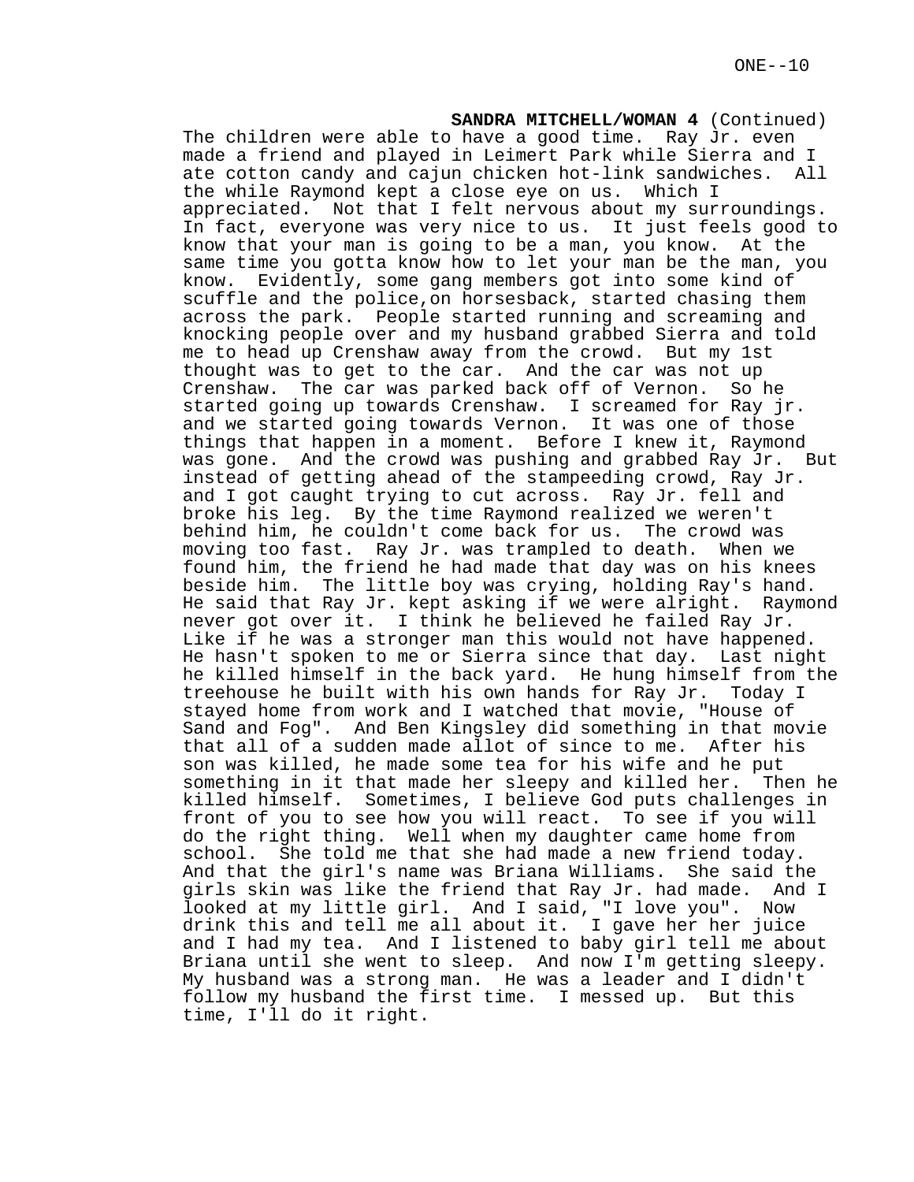**SANDRA MITCHELL/WOMAN 4** (Continued)

The children were able to have a good time. Ray Jr. even made a friend and played in Leimert Park while Sierra and I ate cotton candy and cajun chicken hot-link sandwiches. All the while Raymond kept a close eye on us. Which I appreciated. Not that I felt nervous about my surroundings. In fact, everyone was very nice to us. It just feels good to know that your man is going to be a man, you know. At the same time you gotta know how to let your man be the man, you know. Evidently, some gang members got into some kind of scuffle and the police,on horsesback, started chasing them across the park. People started running and screaming and knocking people over and my husband grabbed Sierra and told me to head up Crenshaw away from the crowd. But my 1st thought was to get to the car. And the car was not up Crenshaw. The car was parked back off of Vernon. So he started going up towards Crenshaw. I screamed for Ray jr. and we started going towards Vernon. It was one of those things that happen in a moment. Before I knew it, Raymond was gone. And the crowd was pushing and grabbed Ray Jr. But instead of getting ahead of the stampeeding crowd, Ray Jr. and I got caught trying to cut across. Ray Jr. fell and broke his leg. By the time Raymond realized we weren't behind him, he couldn't come back for us. The crowd was moving too fast. Ray Jr. was trampled to death. When we found him, the friend he had made that day was on his knees beside him. The little boy was crying, holding Ray's hand. He said that Ray Jr. kept asking if we were alright. Raymond never got over it. I think he believed he failed Ray Jr. Like if he was a stronger man this would not have happened. He hasn't spoken to me or Sierra since that day. Last night he killed himself in the back yard. He hung himself from the treehouse he built with his own hands for Ray Jr. Today I stayed home from work and I watched that movie, "House of Sand and Fog". And Ben Kingsley did something in that movie that all of a sudden made allot of since to me. After his son was killed, he made some tea for his wife and he put something in it that made her sleepy and killed her. Then he killed himself. Sometimes, I believe God puts challenges in front of you to see how you will react. To see if you will do the right thing. Well when my daughter came home from school. She told me that she had made a new friend today. And that the girl's name was Briana Williams. She said the girls skin was like the friend that Ray Jr. had made. And I looked at my little girl. And I said, "I love you". Now drink this and tell me all about it. I gave her her juice and I had my tea. And I listened to baby girl tell me about Briana until she went to sleep. And now I'm getting sleepy. My husband was a strong man. He was a leader and I didn't follow my husband the first time. I messed up. But this time, I'll do it right.